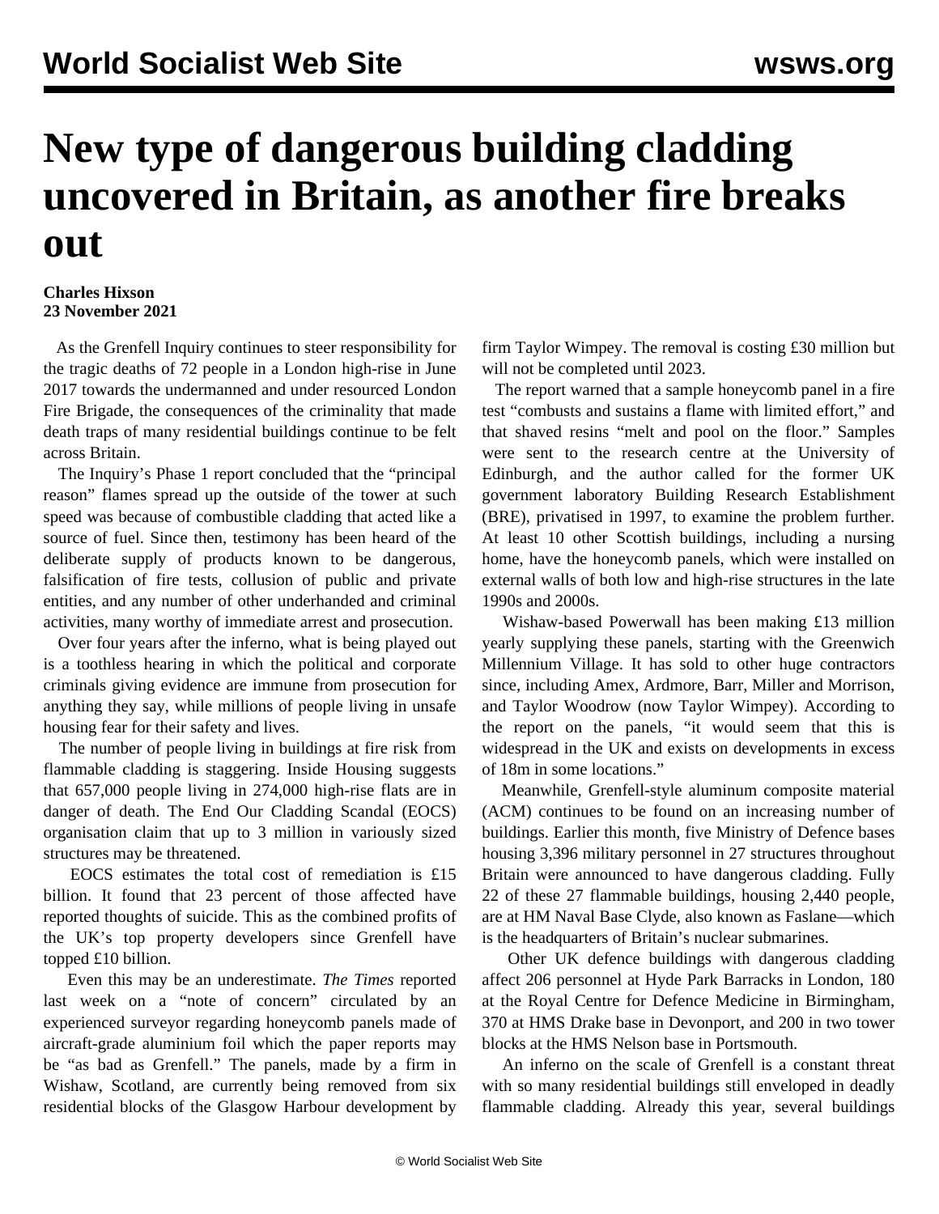# New type of dangerous building cladding uncovered in Britain, as another fire breaks out

**Charles Hixson**
**23 November 2021**

As the Grenfell Inquiry continues to steer responsibility for the tragic deaths of 72 people in a London high-rise in June 2017 towards the undermanned and under resourced London Fire Brigade, the consequences of the criminality that made death traps of many residential buildings continue to be felt across Britain.

The Inquiry's Phase 1 report concluded that the "principal reason" flames spread up the outside of the tower at such speed was because of combustible cladding that acted like a source of fuel. Since then, testimony has been heard of the deliberate supply of products known to be dangerous, falsification of fire tests, collusion of public and private entities, and any number of other underhanded and criminal activities, many worthy of immediate arrest and prosecution.

Over four years after the inferno, what is being played out is a toothless hearing in which the political and corporate criminals giving evidence are immune from prosecution for anything they say, while millions of people living in unsafe housing fear for their safety and lives.

The number of people living in buildings at fire risk from flammable cladding is staggering. Inside Housing suggests that 657,000 people living in 274,000 high-rise flats are in danger of death. The End Our Cladding Scandal (EOCS) organisation claim that up to 3 million in variously sized structures may be threatened.

EOCS estimates the total cost of remediation is £15 billion. It found that 23 percent of those affected have reported thoughts of suicide. This as the combined profits of the UK's top property developers since Grenfell have topped £10 billion.

Even this may be an underestimate. *The Times* reported last week on a "note of concern" circulated by an experienced surveyor regarding honeycomb panels made of aircraft-grade aluminium foil which the paper reports may be "as bad as Grenfell." The panels, made by a firm in Wishaw, Scotland, are currently being removed from six residential blocks of the Glasgow Harbour development by firm Taylor Wimpey. The removal is costing £30 million but will not be completed until 2023.

The report warned that a sample honeycomb panel in a fire test "combusts and sustains a flame with limited effort," and that shaved resins "melt and pool on the floor." Samples were sent to the research centre at the University of Edinburgh, and the author called for the former UK government laboratory Building Research Establishment (BRE), privatised in 1997, to examine the problem further. At least 10 other Scottish buildings, including a nursing home, have the honeycomb panels, which were installed on external walls of both low and high-rise structures in the late 1990s and 2000s.

Wishaw-based Powerwall has been making £13 million yearly supplying these panels, starting with the Greenwich Millennium Village. It has sold to other huge contractors since, including Amex, Ardmore, Barr, Miller and Morrison, and Taylor Woodrow (now Taylor Wimpey). According to the report on the panels, "it would seem that this is widespread in the UK and exists on developments in excess of 18m in some locations."

Meanwhile, Grenfell-style aluminum composite material (ACM) continues to be found on an increasing number of buildings. Earlier this month, five Ministry of Defence bases housing 3,396 military personnel in 27 structures throughout Britain were announced to have dangerous cladding. Fully 22 of these 27 flammable buildings, housing 2,440 people, are at HM Naval Base Clyde, also known as Faslane—which is the headquarters of Britain's nuclear submarines.

Other UK defence buildings with dangerous cladding affect 206 personnel at Hyde Park Barracks in London, 180 at the Royal Centre for Defence Medicine in Birmingham, 370 at HMS Drake base in Devonport, and 200 in two tower blocks at the HMS Nelson base in Portsmouth.

An inferno on the scale of Grenfell is a constant threat with so many residential buildings still enveloped in deadly flammable cladding. Already this year, several buildings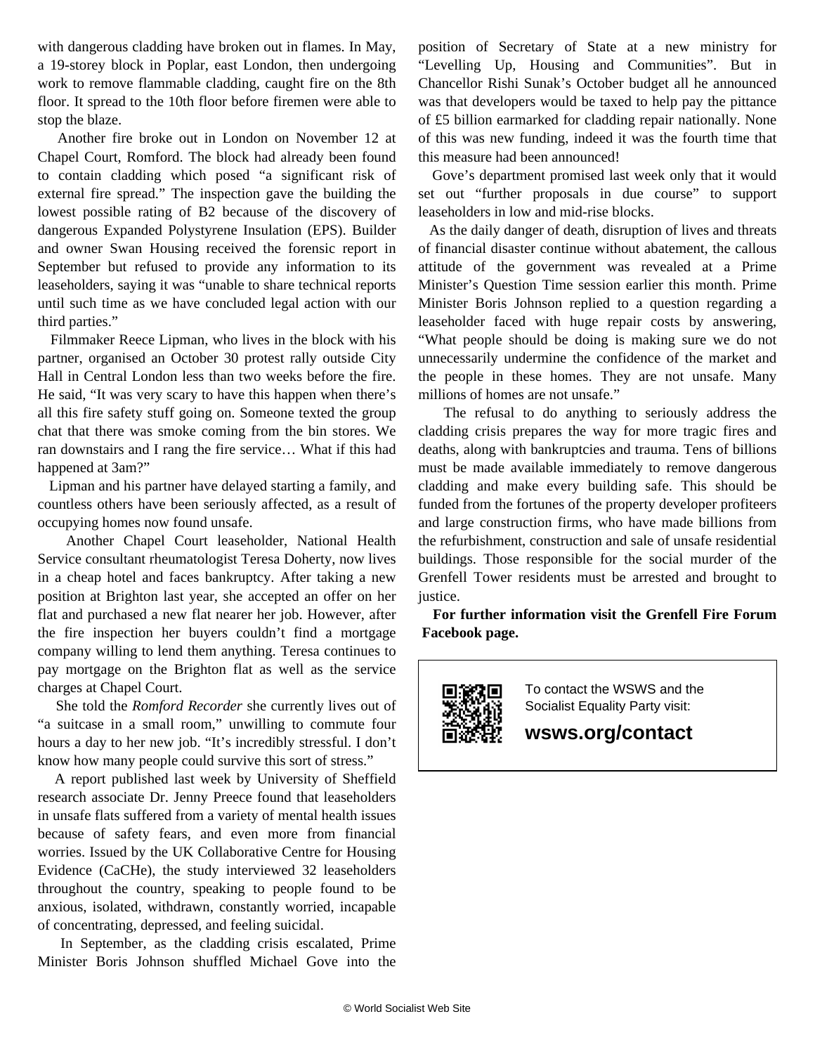with dangerous cladding have broken out in flames. In May, a 19-storey block in Poplar, east London, then undergoing work to remove flammable cladding, caught fire on the 8th floor. It spread to the 10th floor before firemen were able to stop the blaze.

Another fire broke out in London on November 12 at Chapel Court, Romford. The block had already been found to contain cladding which posed “a significant risk of external fire spread.” The inspection gave the building the lowest possible rating of B2 because of the discovery of dangerous Expanded Polystyrene Insulation (EPS). Builder and owner Swan Housing received the forensic report in September but refused to provide any information to its leaseholders, saying it was “unable to share technical reports until such time as we have concluded legal action with our third parties.”

Filmmaker Reece Lipman, who lives in the block with his partner, organised an October 30 protest rally outside City Hall in Central London less than two weeks before the fire. He said, “It was very scary to have this happen when there’s all this fire safety stuff going on. Someone texted the group chat that there was smoke coming from the bin stores. We ran downstairs and I rang the fire service… What if this had happened at 3am?”

Lipman and his partner have delayed starting a family, and countless others have been seriously affected, as a result of occupying homes now found unsafe.

Another Chapel Court leaseholder, National Health Service consultant rheumatologist Teresa Doherty, now lives in a cheap hotel and faces bankruptcy. After taking a new position at Brighton last year, she accepted an offer on her flat and purchased a new flat nearer her job. However, after the fire inspection her buyers couldn’t find a mortgage company willing to lend them anything. Teresa continues to pay mortgage on the Brighton flat as well as the service charges at Chapel Court.

She told the *Romford Recorder* she currently lives out of “a suitcase in a small room,” unwilling to commute four hours a day to her new job. “It’s incredibly stressful. I don’t know how many people could survive this sort of stress.”

A report published last week by University of Sheffield research associate Dr. Jenny Preece found that leaseholders in unsafe flats suffered from a variety of mental health issues because of safety fears, and even more from financial worries. Issued by the UK Collaborative Centre for Housing Evidence (CaCHe), the study interviewed 32 leaseholders throughout the country, speaking to people found to be anxious, isolated, withdrawn, constantly worried, incapable of concentrating, depressed, and feeling suicidal.

In September, as the cladding crisis escalated, Prime Minister Boris Johnson shuffled Michael Gove into the position of Secretary of State at a new ministry for “Levelling Up, Housing and Communities”. But in Chancellor Rishi Sunak’s October budget all he announced was that developers would be taxed to help pay the pittance of £5 billion earmarked for cladding repair nationally. None of this was new funding, indeed it was the fourth time that this measure had been announced!

Gove’s department promised last week only that it would set out “further proposals in due course” to support leaseholders in low and mid-rise blocks.

As the daily danger of death, disruption of lives and threats of financial disaster continue without abatement, the callous attitude of the government was revealed at a Prime Minister’s Question Time session earlier this month. Prime Minister Boris Johnson replied to a question regarding a leaseholder faced with huge repair costs by answering, “What people should be doing is making sure we do not unnecessarily undermine the confidence of the market and the people in these homes. They are not unsafe. Many millions of homes are not unsafe.”

The refusal to do anything to seriously address the cladding crisis prepares the way for more tragic fires and deaths, along with bankruptcies and trauma. Tens of billions must be made available immediately to remove dangerous cladding and make every building safe. This should be funded from the fortunes of the property developer profiteers and large construction firms, who have made billions from the refurbishment, construction and sale of unsafe residential buildings. Those responsible for the social murder of the Grenfell Tower residents must be arrested and brought to justice.

**For further information visit the Grenfell Fire Forum Facebook page.**

To contact the WSWS and the Socialist Equality Party visit:

**wsws.org/contact**